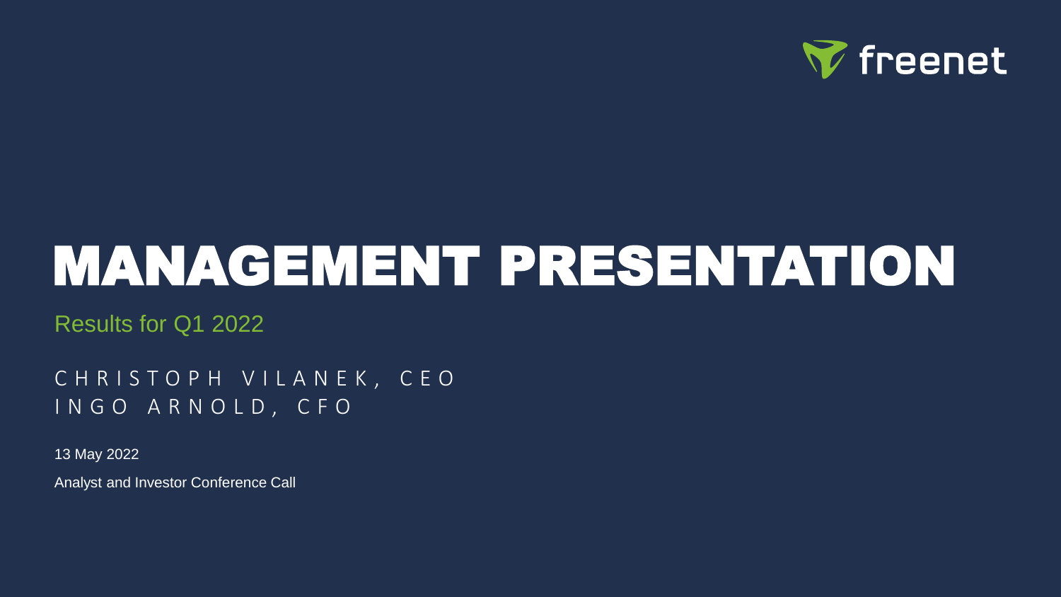freenet

# MANAGEMENT PRESENTATION

Results for Q1 2022

CHRISTOPH VILANEK, CEO
INGO ARNOLD, CFO

13 May 2022

Analyst and Investor Conference Call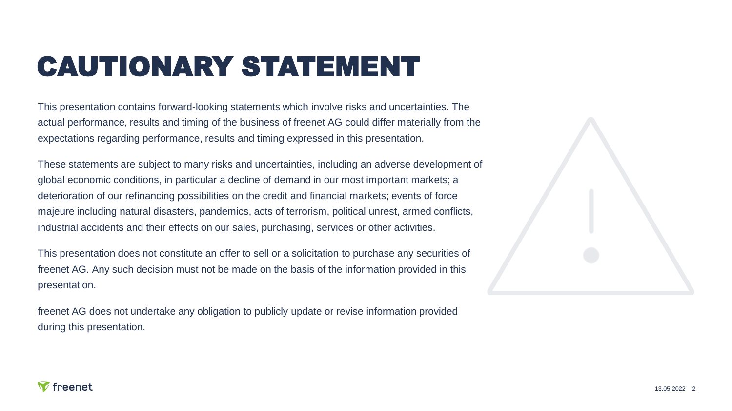# CAUTIONARY STATEMENT

This presentation contains forward-looking statements which involve risks and uncertainties. The actual performance, results and timing of the business of freenet AG could differ materially from the expectations regarding performance, results and timing expressed in this presentation.

These statements are subject to many risks and uncertainties, including an adverse development of global economic conditions, in particular a decline of demand in our most important markets; a deterioration of our refinancing possibilities on the credit and financial markets; events of force majeure including natural disasters, pandemics, acts of terrorism, political unrest, armed conflicts, industrial accidents and their effects on our sales, purchasing, services or other activities.

This presentation does not constitute an offer to sell or a solicitation to purchase any securities of freenet AG. Any such decision must not be made on the basis of the information provided in this presentation.

freenet AG does not undertake any obligation to publicly update or revise information provided during this presentation.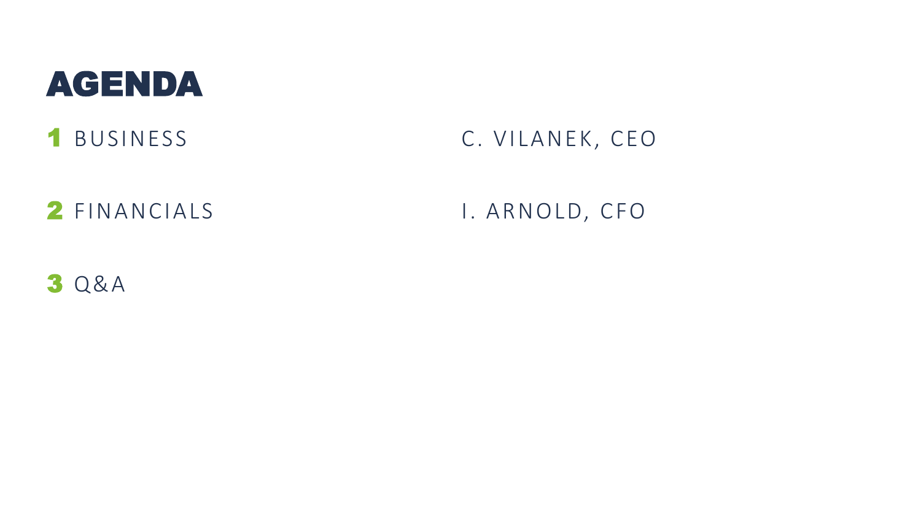# AGENDA

| | | |
|---|---|---|
| 1 | BUSINESS | C. VILANEK, CEO |
| 2 | FINANCIALS | I. ARNOLD, CFO |
| 3 | Q&A | |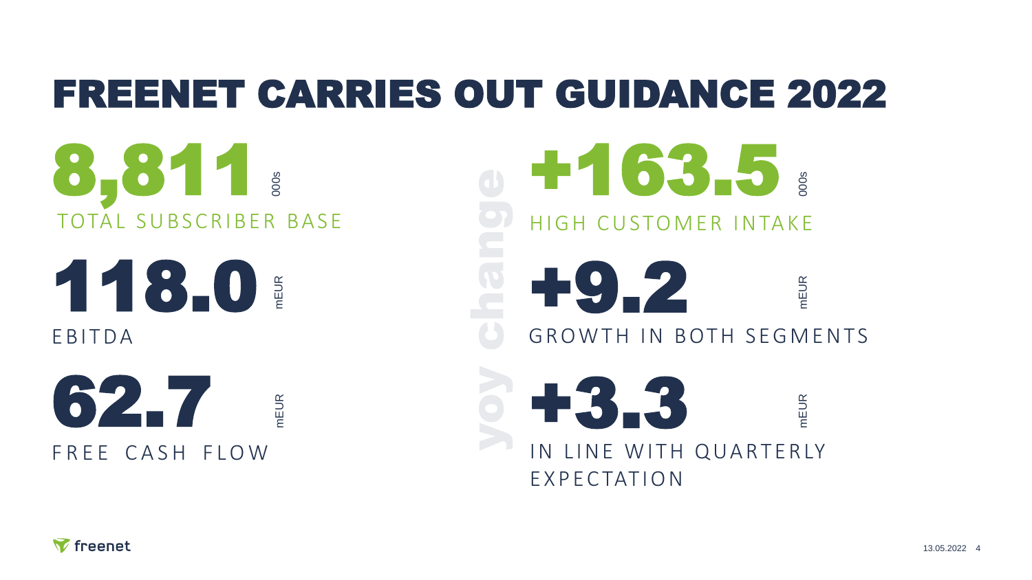# FREENET CARRIES OUT GUIDANCE 2022

**8,811** 000s
TOTAL SUBSCRIBER BASE

**118.0** mEUR
EBITDA

**62.7** mEUR
FREE CASH FLOW

yoy change

**+163.5** 000s
HIGH CUSTOMER INTAKE

**+9.2** mEUR
GROWTH IN BOTH SEGMENTS

**+3.3** mEUR
IN LINE WITH QUARTERLY EXPECTATION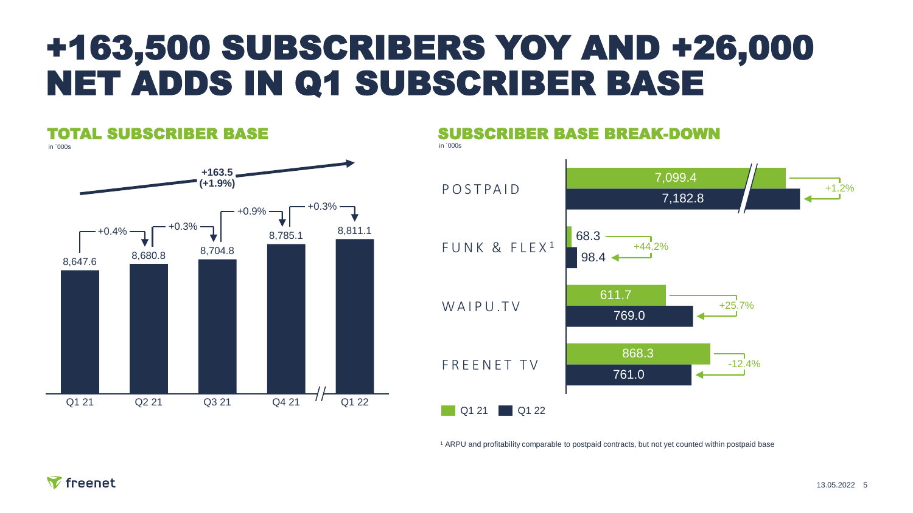# +163,500 SUBSCRIBERS YOY AND +26,000 NET ADDS IN Q1 SUBSCRIBER BASE

## TOTAL SUBSCRIBER BASE

in ´000s

| | Q1 21 | Q2 21 | Q3 21 | Q4 21 | Q1 22 |
|---|---|---|---|---|---|
| Subscribers | 8,647.6 | 8,680.8 | 8,704.8 | 8,785.1 | 8,811.1 |
| Change vs. prior quarter | | +0.4% | +0.3% | +0.9% | +0.3% |

Q1 21 to Q1 22: **+163.5 (+1.9%)**

## SUBSCRIBER BASE BREAK-DOWN

in ´000s

| | Q1 21 | Q1 22 | Change |
|---|---|---|---|
| POSTPAID | 7,099.4 | 7,182.8 | +1.2% |
| FUNK & FLEX[1] | 68.3 | 98.4 | +44.2% |
| WAIPU.TV | 611.7 | 769.0 | +25.7% |
| FREENET TV | 868.3 | 761.0 | -12.4% |

[1] ARPU and profitability comparable to postpaid contracts, but not yet counted within postpaid base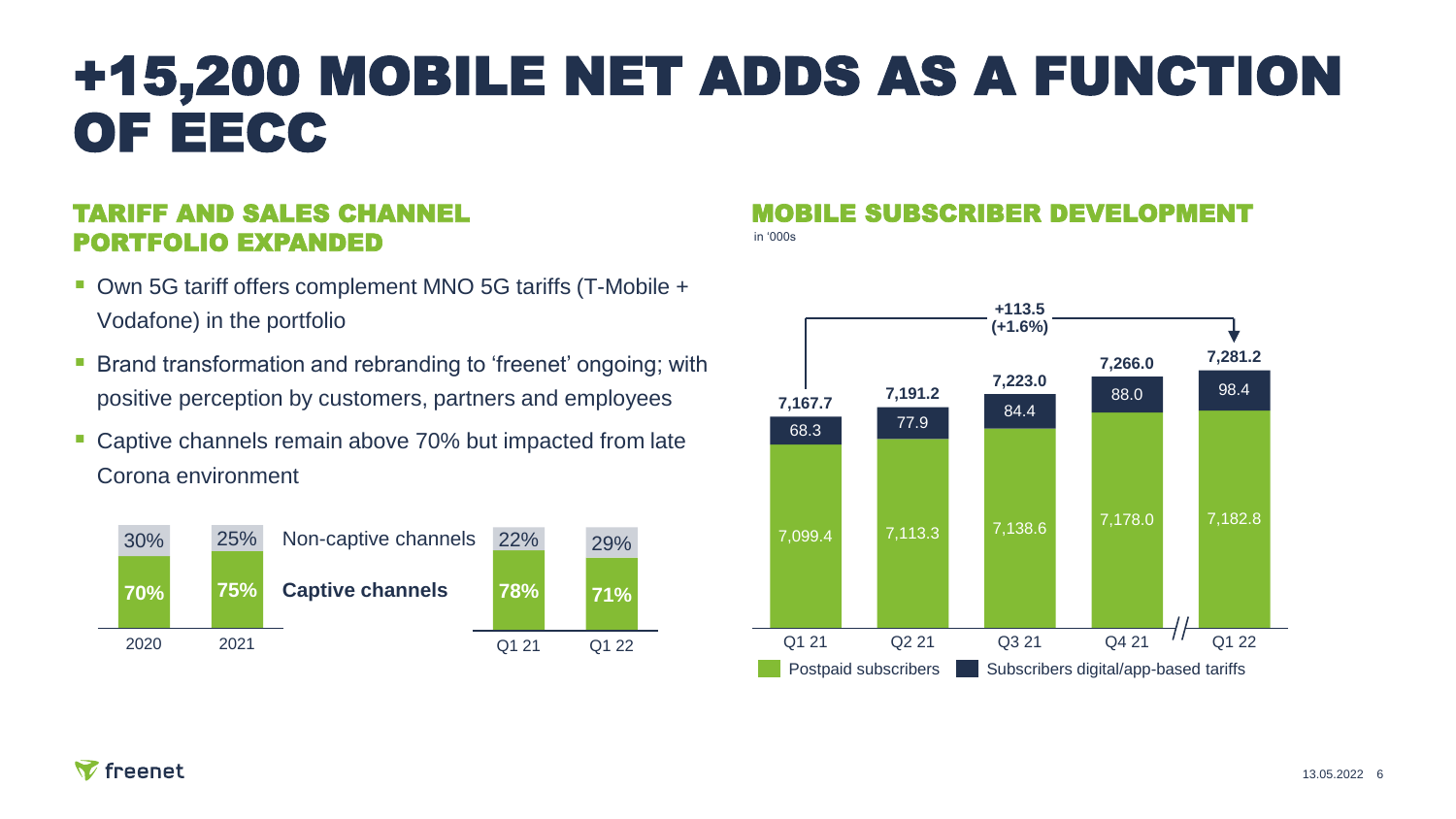# +15,200 MOBILE NET ADDS AS A FUNCTION OF EECC

## TARIFF AND SALES CHANNEL PORTFOLIO EXPANDED

- Own 5G tariff offers complement MNO 5G tariffs (T-Mobile + Vodafone) in the portfolio
- Brand transformation and rebranding to 'freenet' ongoing; with positive perception by customers, partners and employees
- Captive channels remain above 70% but impacted from late Corona environment

| | 2020 | 2021 | Q1 21 | Q1 22 |
|---|---|---|---|---|
| Non-captive channels | 30% | 25% | 22% | 29% |
| **Captive channels** | **70%** | **75%** | **78%** | **71%** |

## MOBILE SUBSCRIBER DEVELOPMENT

in '000s

| | Q1 21 | Q2 21 | Q3 21 | Q4 21 | Q1 22 |
|---|---|---|---|---|---|
| Postpaid subscribers | 7,099.4 | 7,113.3 | 7,138.6 | 7,178.0 | 7,182.8 |
| Subscribers digital/app-based tariffs | 68.3 | 77.9 | 84.4 | 88.0 | 98.4 |
| **Total** | **7,167.7** | **7,191.2** | **7,223.0** | **7,266.0** | **7,281.2** |

Q1 21 to Q1 22: **+113.5 (+1.6%)**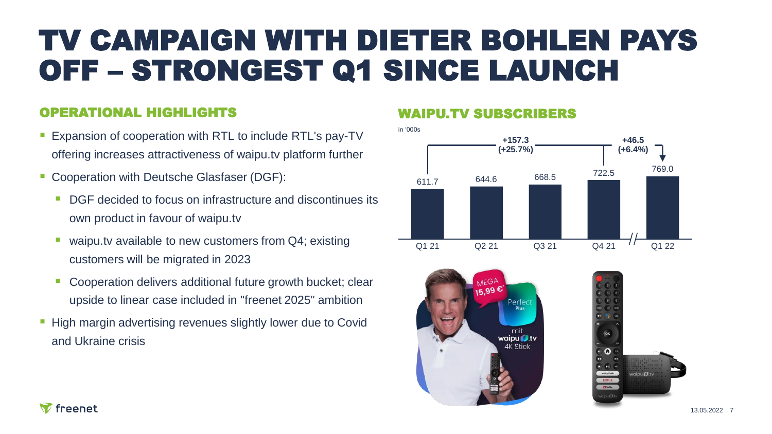# TV CAMPAIGN WITH DIETER BOHLEN PAYS OFF – STRONGEST Q1 SINCE LAUNCH

## OPERATIONAL HIGHLIGHTS

- Expansion of cooperation with RTL to include RTL's pay-TV offering increases attractiveness of waipu.tv platform further
- Cooperation with Deutsche Glasfaser (DGF):
  - DGF decided to focus on infrastructure and discontinues its own product in favour of waipu.tv
  - waipu.tv available to new customers from Q4; existing customers will be migrated in 2023
  - Cooperation delivers additional future growth bucket; clear upside to linear case included in "freenet 2025" ambition
- High margin advertising revenues slightly lower due to Covid and Ukraine crisis

## WAIPU.TV SUBSCRIBERS

in '000s

| Q1 21 | Q2 21 | Q3 21 | Q4 21 | Q1 22 |
|---|---|---|---|---|
| 611.7 | 644.6 | 668.5 | 722.5 | 769.0 |

Q1 21 → Q4 21: +157.3 (+25.7%)

Q4 21 → Q1 22: +46.5 (+6.4%)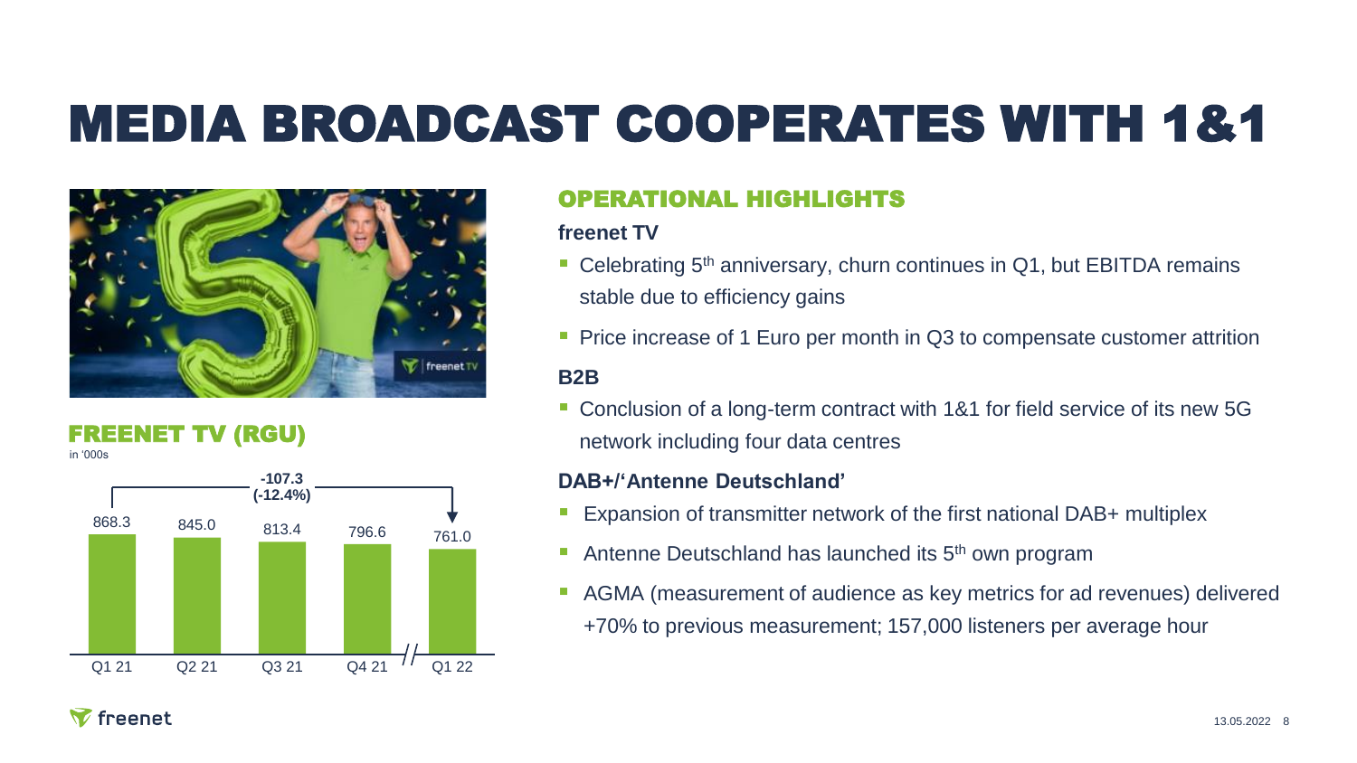# MEDIA BROADCAST COOPERATES WITH 1&1

## FREENET TV (RGU)

in '000s

| Q1 21 | Q2 21 | Q3 21 | Q4 21 | Q1 22 |
|---|---|---|---|---|
| 868.3 | 845.0 | 813.4 | 796.6 | 761.0 |

-107.3 (-12.4%)

## OPERATIONAL HIGHLIGHTS

**freenet TV**

- Celebrating 5th anniversary, churn continues in Q1, but EBITDA remains stable due to efficiency gains
- Price increase of 1 Euro per month in Q3 to compensate customer attrition

**B2B**

- Conclusion of a long-term contract with 1&1 for field service of its new 5G network including four data centres

**DAB+/'Antenne Deutschland'**

- Expansion of transmitter network of the first national DAB+ multiplex
- Antenne Deutschland has launched its 5th own program
- AGMA (measurement of audience as key metrics for ad revenues) delivered +70% to previous measurement; 157,000 listeners per average hour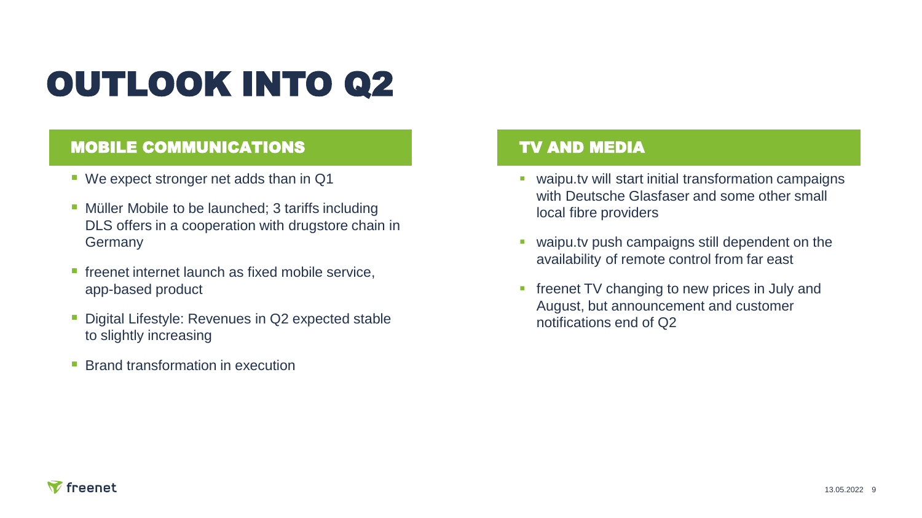# OUTLOOK INTO Q2

## MOBILE COMMUNICATIONS

- We expect stronger net adds than in Q1
- Müller Mobile to be launched; 3 tariffs including DLS offers in a cooperation with drugstore chain in Germany
- freenet internet launch as fixed mobile service, app-based product
- Digital Lifestyle: Revenues in Q2 expected stable to slightly increasing
- Brand transformation in execution

## TV AND MEDIA

- waipu.tv will start initial transformation campaigns with Deutsche Glasfaser and some other small local fibre providers
- waipu.tv push campaigns still dependent on the availability of remote control from far east
- freenet TV changing to new prices in July and August, but announcement and customer notifications end of Q2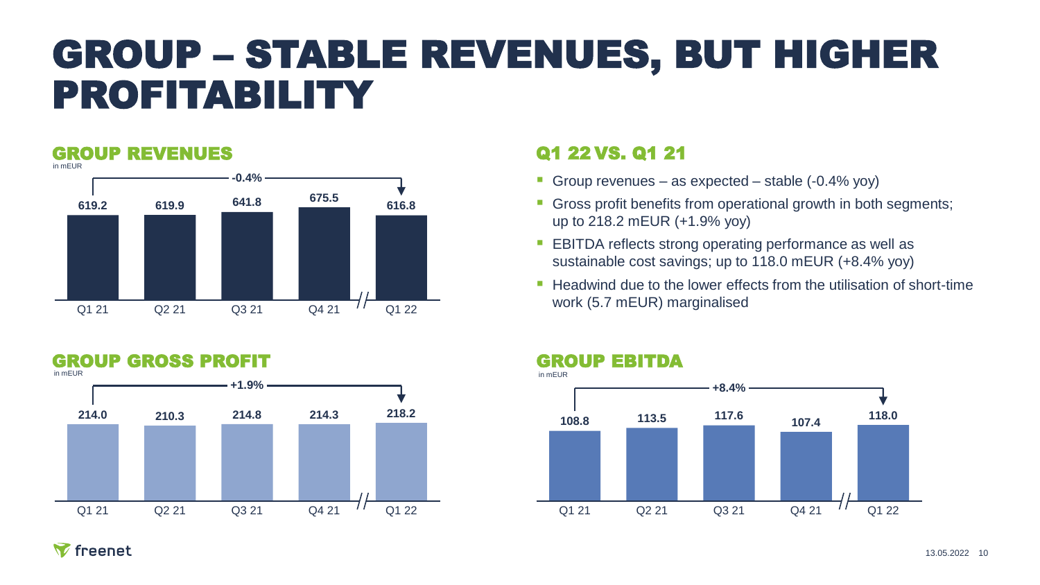# GROUP – STABLE REVENUES, BUT HIGHER PROFITABILITY

## GROUP REVENUES

in mEUR

| Q1 21 | Q2 21 | Q3 21 | Q4 21 | Q1 22 |
|---|---|---|---|---|
| 619.2 | 619.9 | 641.8 | 675.5 | 616.8 |

-0.4% (Q1 21 → Q1 22)

## Q1 22 VS. Q1 21

- Group revenues – as expected – stable (-0.4% yoy)
- Gross profit benefits from operational growth in both segments; up to 218.2 mEUR (+1.9% yoy)
- EBITDA reflects strong operating performance as well as sustainable cost savings; up to 118.0 mEUR (+8.4% yoy)
- Headwind due to the lower effects from the utilisation of short-time work (5.7 mEUR) marginalised

## GROUP GROSS PROFIT

in mEUR

| Q1 21 | Q2 21 | Q3 21 | Q4 21 | Q1 22 |
|---|---|---|---|---|
| 214.0 | 210.3 | 214.8 | 214.3 | 218.2 |

+1.9% (Q1 21 → Q1 22)

## GROUP EBITDA

in mEUR

| Q1 21 | Q2 21 | Q3 21 | Q4 21 | Q1 22 |
|---|---|---|---|---|
| 108.8 | 113.5 | 117.6 | 107.4 | 118.0 |

+8.4% (Q1 21 → Q1 22)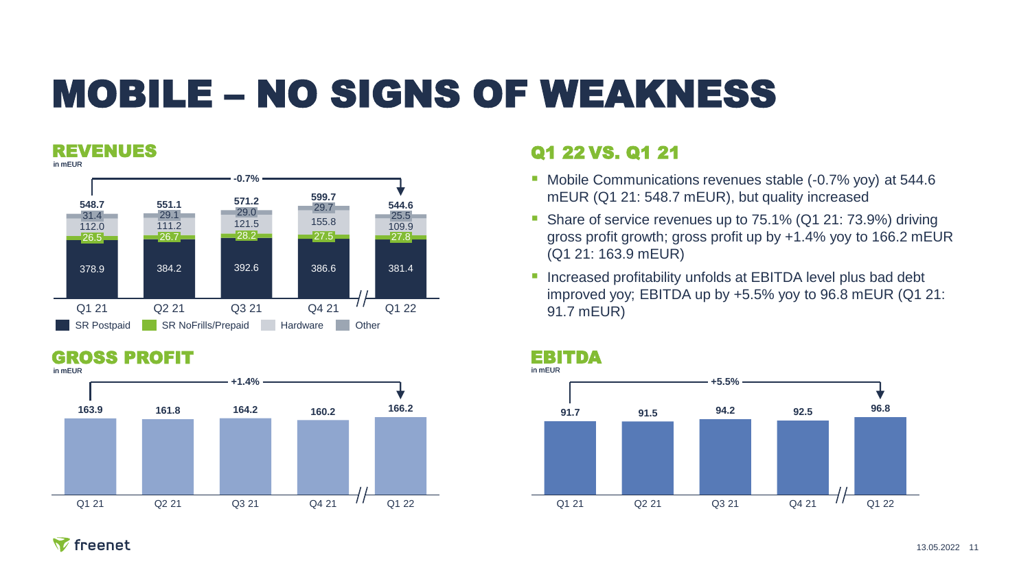# MOBILE – NO SIGNS OF WEAKNESS

## REVENUES

in mEUR

| | Q1 21 | Q2 21 | Q3 21 | Q4 21 | Q1 22 |
|---|---|---|---|---|---|
| Total | 548.7 | 551.1 | 571.2 | 599.7 | 544.6 |
| Other | 31.4 | 29.1 | 29.0 | 29.7 | 25.5 |
| Hardware | 112.0 | 111.2 | 121.5 | 155.8 | 109.9 |
| SR NoFrills/Prepaid | 26.5 | 26.7 | 28.2 | 27.5 | 27.8 |
| SR Postpaid | 378.9 | 384.2 | 392.6 | 386.6 | 381.4 |

Q1 21 to Q1 22: -0.7%

## GROSS PROFIT

in mEUR

| Q1 21 | Q2 21 | Q3 21 | Q4 21 | Q1 22 |
|---|---|---|---|---|
| 163.9 | 161.8 | 164.2 | 160.2 | 166.2 |

Q1 21 to Q1 22: +1.4%

## Q1 22 VS. Q1 21

- Mobile Communications revenues stable (-0.7% yoy) at 544.6 mEUR (Q1 21: 548.7 mEUR), but quality increased
- Share of service revenues up to 75.1% (Q1 21: 73.9%) driving gross profit growth; gross profit up by +1.4% yoy to 166.2 mEUR (Q1 21: 163.9 mEUR)
- Increased profitability unfolds at EBITDA level plus bad debt improved yoy; EBITDA up by +5.5% yoy to 96.8 mEUR (Q1 21: 91.7 mEUR)

## EBITDA

in mEUR

| Q1 21 | Q2 21 | Q3 21 | Q4 21 | Q1 22 |
|---|---|---|---|---|
| 91.7 | 91.5 | 94.2 | 92.5 | 96.8 |

Q1 21 to Q1 22: +5.5%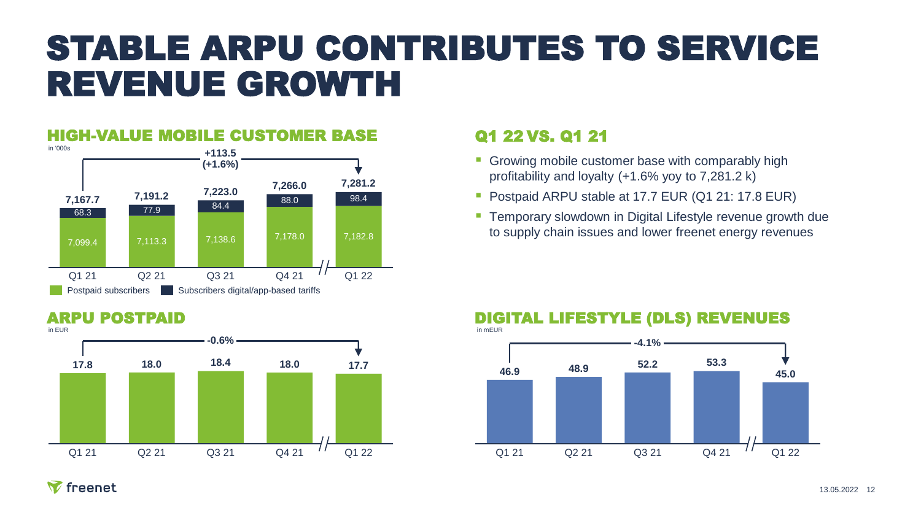# STABLE ARPU CONTRIBUTES TO SERVICE REVENUE GROWTH

## HIGH-VALUE MOBILE CUSTOMER BASE

in '000s

+113.5 (+1.6%)

| | Q1 21 | Q2 21 | Q3 21 | Q4 21 | Q1 22 |
|---|---|---|---|---|---|
| Postpaid subscribers | 7,099.4 | 7,113.3 | 7,138.6 | 7,178.0 | 7,182.8 |
| Subscribers digital/app-based tariffs | 68.3 | 77.9 | 84.4 | 88.0 | 98.4 |
| Total | 7,167.7 | 7,191.2 | 7,223.0 | 7,266.0 | 7,281.2 |

## Q1 22 VS. Q1 21

- Growing mobile customer base with comparably high profitability and loyalty (+1.6% yoy to 7,281.2 k)
- Postpaid ARPU stable at 17.7 EUR (Q1 21: 17.8 EUR)
- Temporary slowdown in Digital Lifestyle revenue growth due to supply chain issues and lower freenet energy revenues

## ARPU POSTPAID

in EUR

-0.6%

| Q1 21 | Q2 21 | Q3 21 | Q4 21 | Q1 22 |
|---|---|---|---|---|
| 17.8 | 18.0 | 18.4 | 18.0 | 17.7 |

## DIGITAL LIFESTYLE (DLS) REVENUES

in mEUR

-4.1%

| Q1 21 | Q2 21 | Q3 21 | Q4 21 | Q1 22 |
|---|---|---|---|---|
| 46.9 | 48.9 | 52.2 | 53.3 | 45.0 |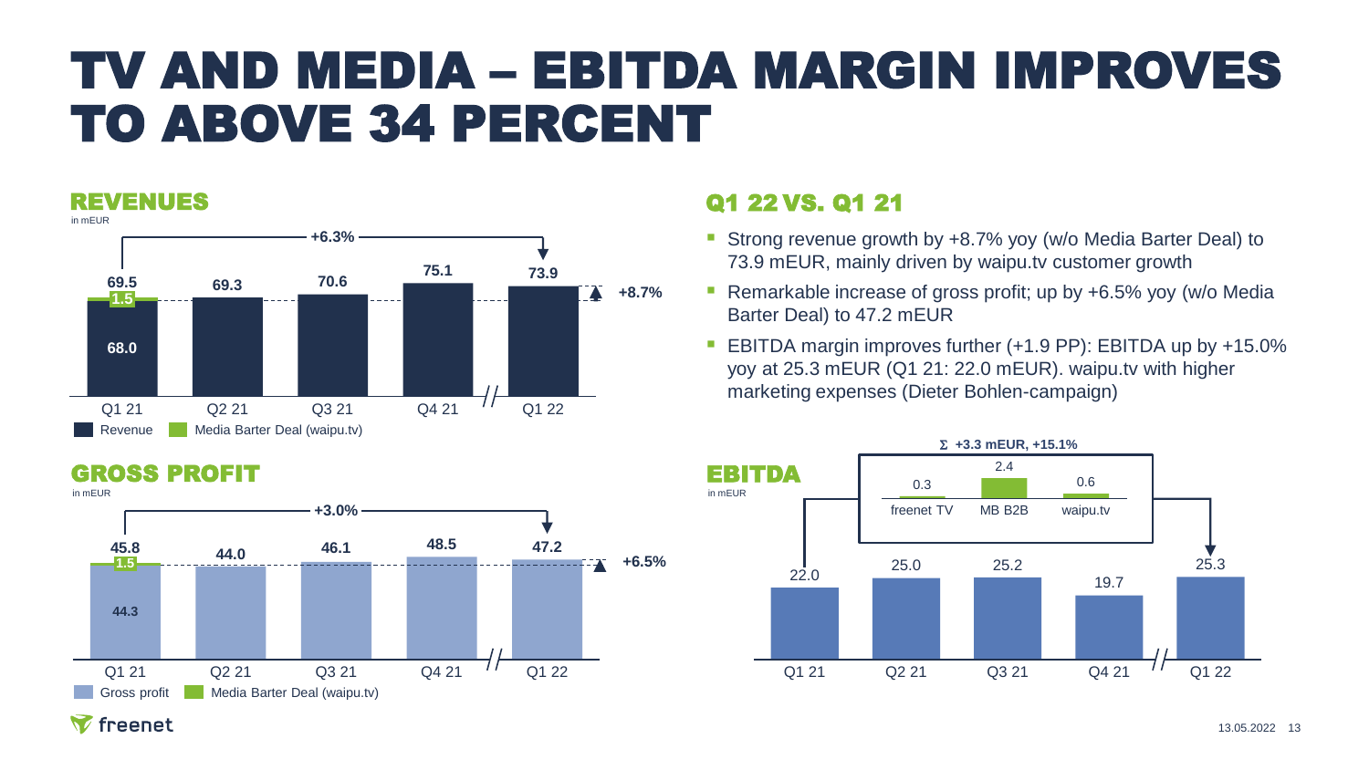# TV AND MEDIA – EBITDA MARGIN IMPROVES TO ABOVE 34 PERCENT

## REVENUES

in mEUR

| | Q1 21 | Q2 21 | Q3 21 | Q4 21 | Q1 22 |
|---|---|---|---|---|---|
| Revenue | 68.0 | 69.3 | 70.6 | 75.1 | 73.9 |
| Media Barter Deal (waipu.tv) | 1.5 | | | | |
| Total | 69.5 | 69.3 | 70.6 | 75.1 | 73.9 |

+6.3% (Q1 21 total to Q1 22); +8.7% (w/o Media Barter Deal)

## GROSS PROFIT

in mEUR

| | Q1 21 | Q2 21 | Q3 21 | Q4 21 | Q1 22 |
|---|---|---|---|---|---|
| Gross profit | 44.3 | 44.0 | 46.1 | 48.5 | 47.2 |
| Media Barter Deal (waipu.tv) | 1.5 | | | | |
| Total | 45.8 | 44.0 | 46.1 | 48.5 | 47.2 |

+3.0% (Q1 21 total to Q1 22); +6.5% (w/o Media Barter Deal)

## Q1 22 VS. Q1 21

- Strong revenue growth by +8.7% yoy (w/o Media Barter Deal) to 73.9 mEUR, mainly driven by waipu.tv customer growth
- Remarkable increase of gross profit; up by +6.5% yoy (w/o Media Barter Deal) to 47.2 mEUR
- EBITDA margin improves further (+1.9 PP): EBITDA up by +15.0% yoy at 25.3 mEUR (Q1 21: 22.0 mEUR). waipu.tv with higher marketing expenses (Dieter Bohlen-campaign)

## EBITDA

in mEUR

| Q1 21 | Q2 21 | Q3 21 | Q4 21 | Q1 22 |
|---|---|---|---|---|
| 22.0 | 25.0 | 25.2 | 19.7 | 25.3 |

Σ +3.3 mEUR, +15.1%

| freenet TV | MB B2B | waipu.tv |
|---|---|---|
| 0.3 | 2.4 | 0.6 |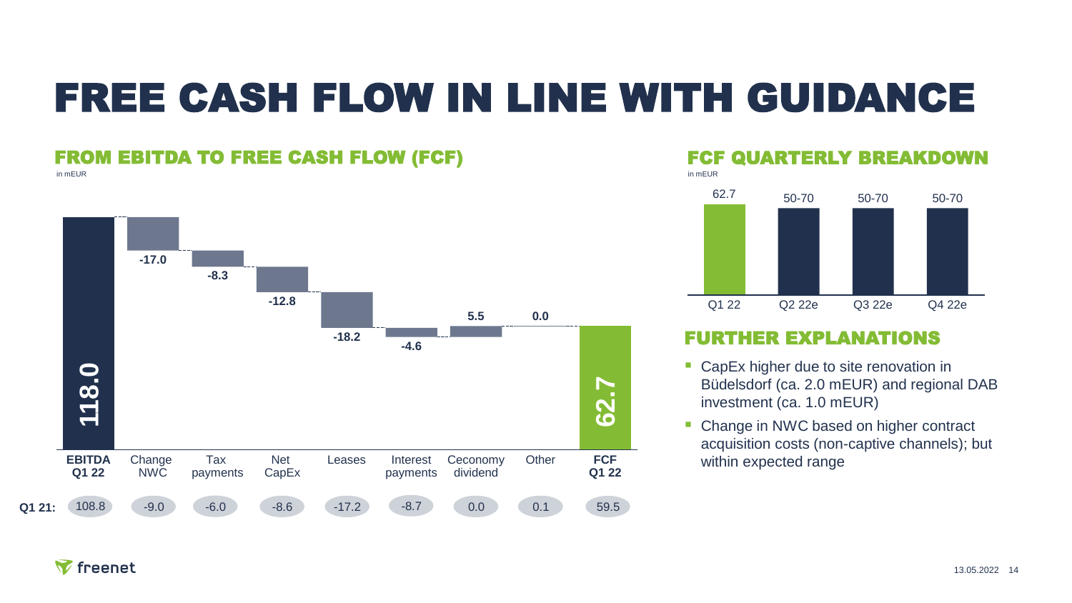# FREE CASH FLOW IN LINE WITH GUIDANCE

## FROM EBITDA TO FREE CASH FLOW (FCF)

in mEUR

| | EBITDA Q1 22 | Change NWC | Tax payments | Net CapEx | Leases | Interest payments | Ceconomy dividend | Other | FCF Q1 22 |
|---|---|---|---|---|---|---|---|---|---|
| Q1 22 | 118.0 | -17.0 | -8.3 | -12.8 | -18.2 | -4.6 | 5.5 | 0.0 | 62.7 |
| Q1 21: | 108.8 | -9.0 | -6.0 | -8.6 | -17.2 | -8.7 | 0.0 | 0.1 | 59.5 |

## FCF QUARTERLY BREAKDOWN

in mEUR

| Q1 22 | Q2 22e | Q3 22e | Q4 22e |
|---|---|---|---|
| 62.7 | 50-70 | 50-70 | 50-70 |

## FURTHER EXPLANATIONS

- CapEx higher due to site renovation in Büdelsdorf (ca. 2.0 mEUR) and regional DAB investment (ca. 1.0 mEUR)
- Change in NWC based on higher contract acquisition costs (non-captive channels); but within expected range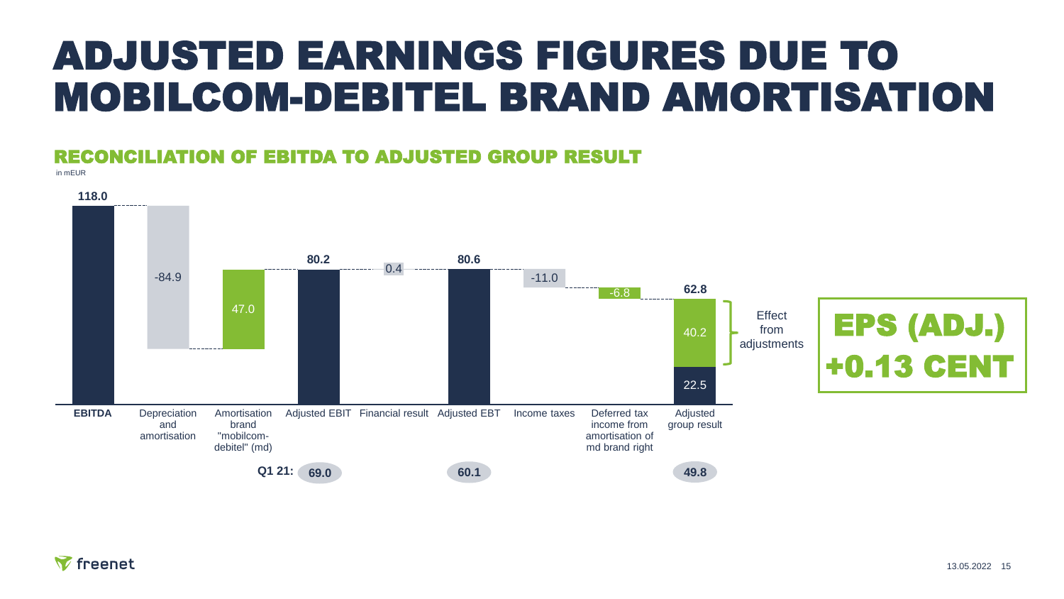# ADJUSTED EARNINGS FIGURES DUE TO MOBILCOM-DEBITEL BRAND AMORTISATION

## RECONCILIATION OF EBITDA TO ADJUSTED GROUP RESULT

in mEUR

| | EBITDA | Depreciation and amortisation | Amortisation brand "mobilcom-debitel" (md) | Adjusted EBIT | Financial result | Adjusted EBT | Income taxes | Deferred tax income from amortisation of md brand right | Adjusted group result |
|---|---|---|---|---|---|---|---|---|---|
| Value | 118.0 | -84.9 | 47.0 | 80.2 | 0.4 | 80.6 | -11.0 | -6.8 | 62.8 |
| Q1 21: | | | | 69.0 | | 60.1 | | | 49.8 |

Adjusted group result 62.8 = 22.5 + 40.2 (Effect from adjustments)

**EPS (ADJ.) +0.13 CENT**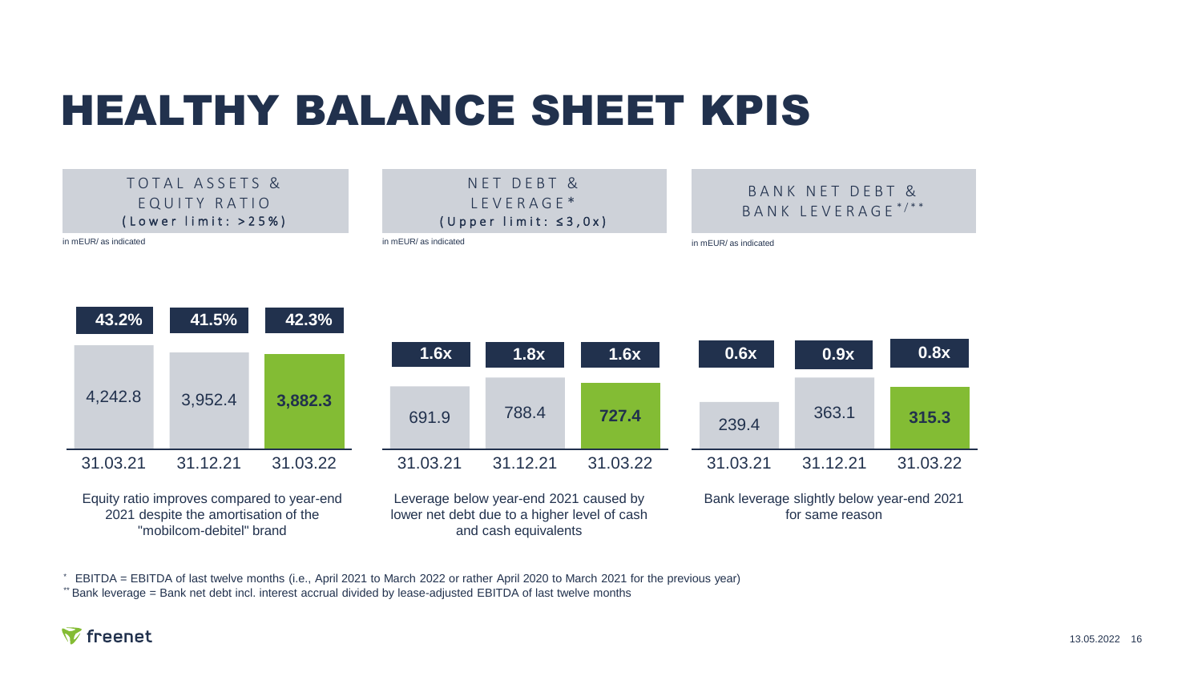# HEALTHY BALANCE SHEET KPIS

## TOTAL ASSETS & EQUITY RATIO (Lower limit: >25%)

in mEUR/ as indicated

| | 31.03.21 | 31.12.21 | 31.03.22 |
|---|---|---|---|
| Equity ratio | 43.2% | 41.5% | **42.3%** |
| Total assets | 4,242.8 | 3,952.4 | **3,882.3** |

Equity ratio improves compared to year-end 2021 despite the amortisation of the "mobilcom-debitel" brand

## NET DEBT & LEVERAGE* (Upper limit: ≤3,0x)

in mEUR/ as indicated

| | 31.03.21 | 31.12.21 | 31.03.22 |
|---|---|---|---|
| Leverage | 1.6x | 1.8x | **1.6x** |
| Net debt | 691.9 | 788.4 | **727.4** |

Leverage below year-end 2021 caused by lower net debt due to a higher level of cash and cash equivalents

## BANK NET DEBT & BANK LEVERAGE*/**

in mEUR/ as indicated

| | 31.03.21 | 31.12.21 | 31.03.22 |
|---|---|---|---|
| Bank leverage | 0.6x | 0.9x | **0.8x** |
| Bank net debt | 239.4 | 363.1 | **315.3** |

Bank leverage slightly below year-end 2021 for same reason

\* EBITDA = EBITDA of last twelve months (i.e., April 2021 to March 2022 or rather April 2020 to March 2021 for the previous year)

\*\* Bank leverage = Bank net debt incl. interest accrual divided by lease-adjusted EBITDA of last twelve months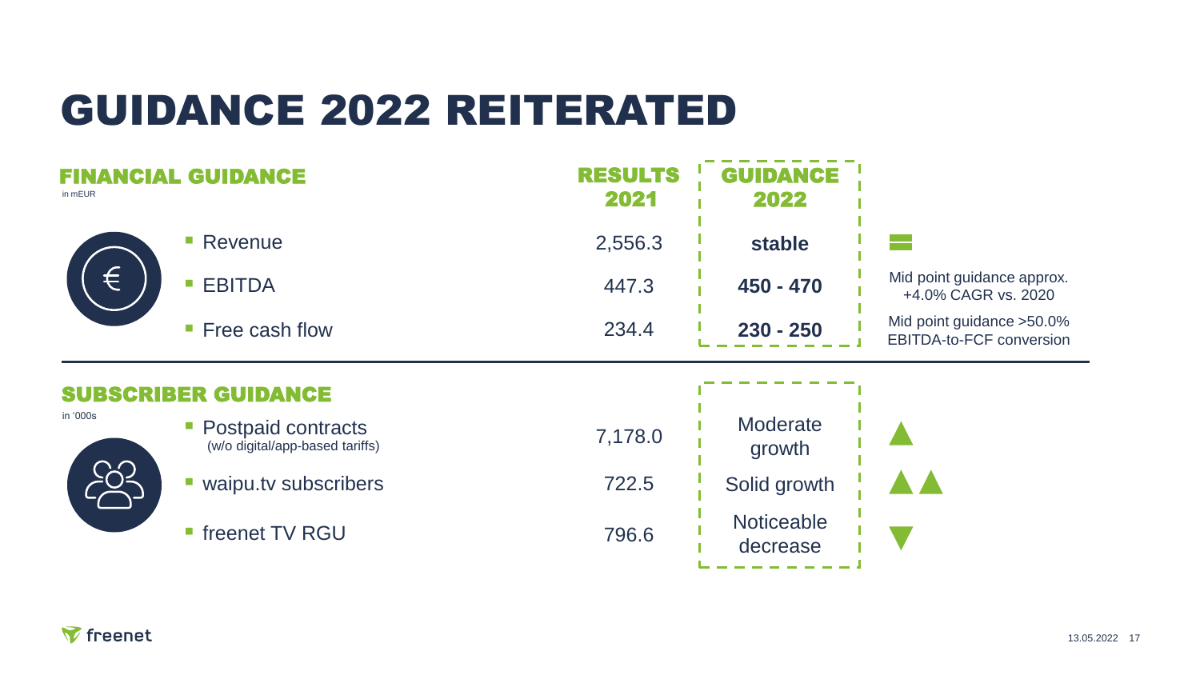# GUIDANCE 2022 REITERATED

## FINANCIAL GUIDANCE

in mEUR

| | RESULTS 2021 | GUIDANCE 2022 | |
|---|---|---|---|
| Revenue | 2,556.3 | **stable** | = |
| EBITDA | 447.3 | **450 - 470** | Mid point guidance approx. +4.0% CAGR vs. 2020 |
| Free cash flow | 234.4 | **230 - 250** | Mid point guidance >50.0% EBITDA-to-FCF conversion |

## SUBSCRIBER GUIDANCE

in '000s

| | RESULTS 2021 | GUIDANCE 2022 | |
|---|---|---|---|
| Postpaid contracts (w/o digital/app-based tariffs) | 7,178.0 | Moderate growth | ▲ |
| waipu.tv subscribers | 722.5 | Solid growth | ▲▲ |
| freenet TV RGU | 796.6 | Noticeable decrease | ▼ |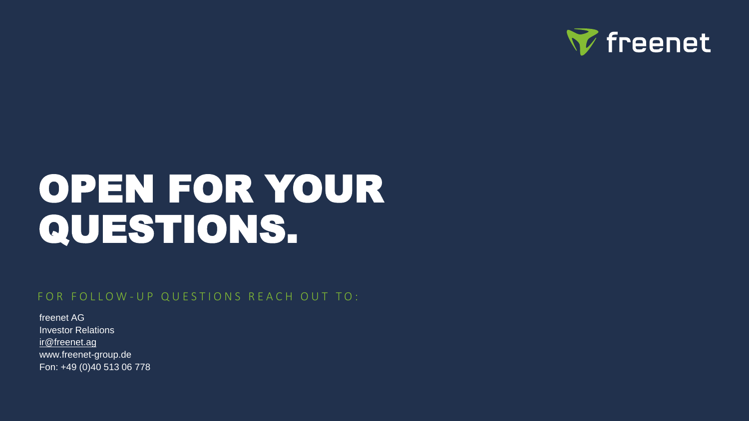# OPEN FOR YOUR QUESTIONS.

FOR FOLLOW-UP QUESTIONS REACH OUT TO:

freenet AG
Investor Relations
ir@freenet.ag
www.freenet-group.de
Fon: +49 (0)40 513 06 778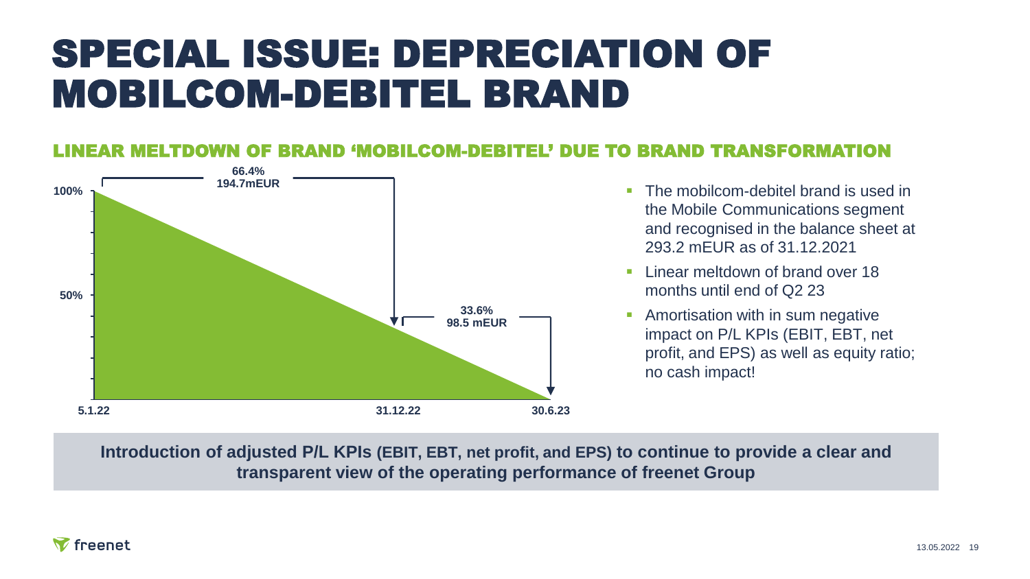# SPECIAL ISSUE: DEPRECIATION OF MOBILCOM-DEBITEL BRAND

## LINEAR MELTDOWN OF BRAND 'MOBILCOM-DEBITEL' DUE TO BRAND TRANSFORMATION

66.4%
194.7mEUR

33.6%
98.5 mEUR

100%
50%

5.1.22 31.12.22 30.6.23

- The mobilcom-debitel brand is used in the Mobile Communications segment and recognised in the balance sheet at 293.2 mEUR as of 31.12.2021
- Linear meltdown of brand over 18 months until end of Q2 23
- Amortisation with in sum negative impact on P/L KPIs (EBIT, EBT, net profit, and EPS) as well as equity ratio; no cash impact!

**Introduction of adjusted P/L KPIs (EBIT, EBT, net profit, and EPS) to continue to provide a clear and transparent view of the operating performance of freenet Group**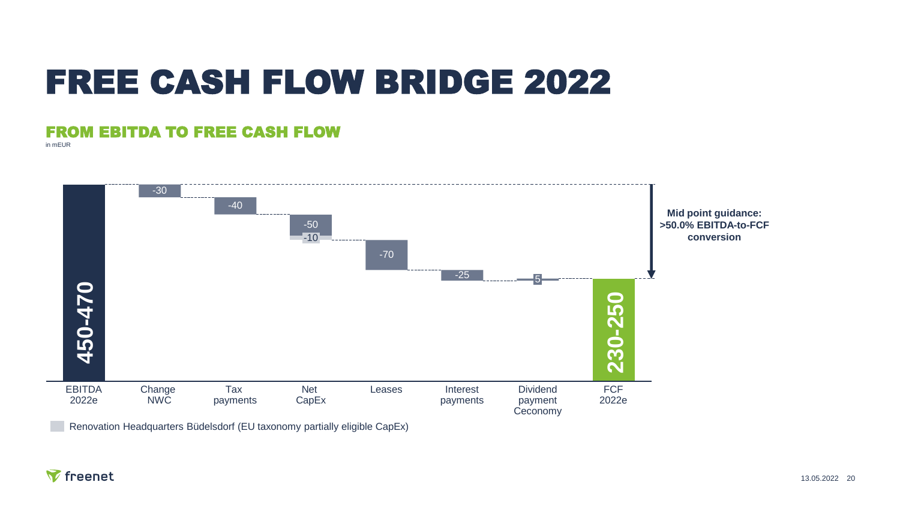# FREE CASH FLOW BRIDGE 2022

## FROM EBITDA TO FREE CASH FLOW

in mEUR

| | EBITDA 2022e | Change NWC | Tax payments | Net CapEx | Leases | Interest payments | Dividend payment Ceconomy | FCF 2022e |
|---|---|---|---|---|---|---|---|---|
| mEUR | 450-470 | -30 | -40 | -50 / -10 | -70 | -25 | 5 | 230-250 |

**Mid point guidance: >50.0% EBITDA-to-FCF conversion**

Renovation Headquarters Büdelsdorf (EU taxonomy partially eligible CapEx)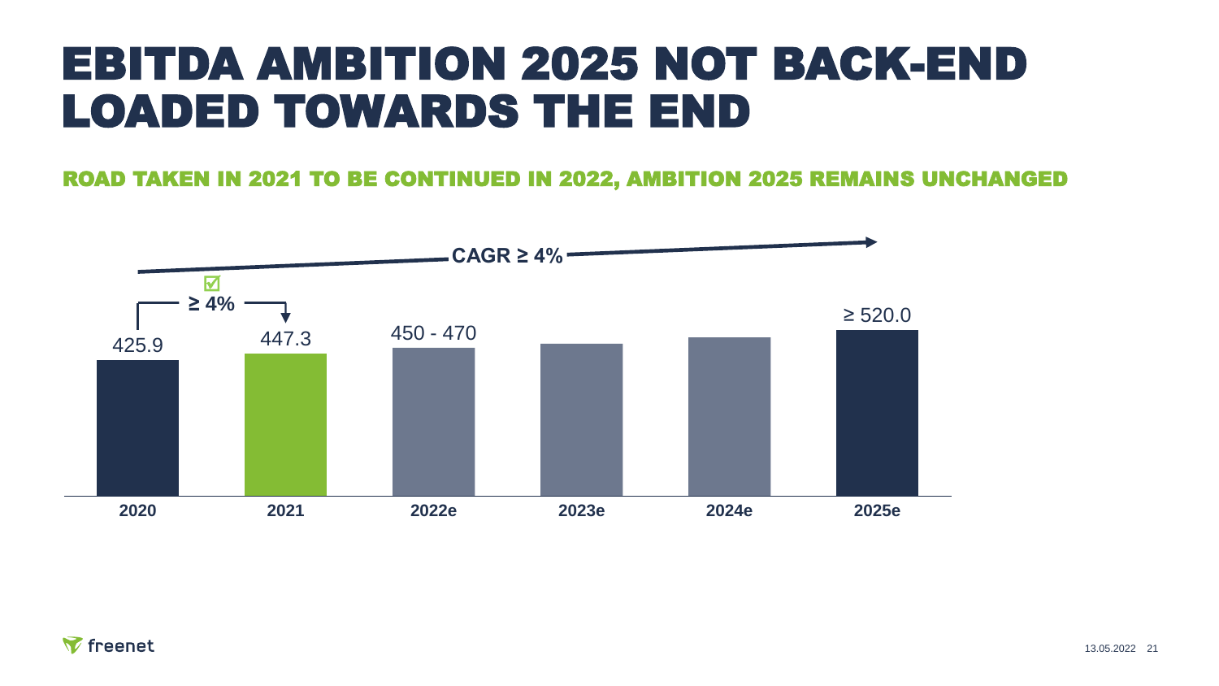# EBITDA AMBITION 2025 NOT BACK-END LOADED TOWARDS THE END

## ROAD TAKEN IN 2021 TO BE CONTINUED IN 2022, AMBITION 2025 REMAINS UNCHANGED

CAGR ≥ 4%

☑ ≥ 4%

425.9

447.3

450 - 470

≥ 520.0

2020

2021

2022e

2023e

2024e

2025e